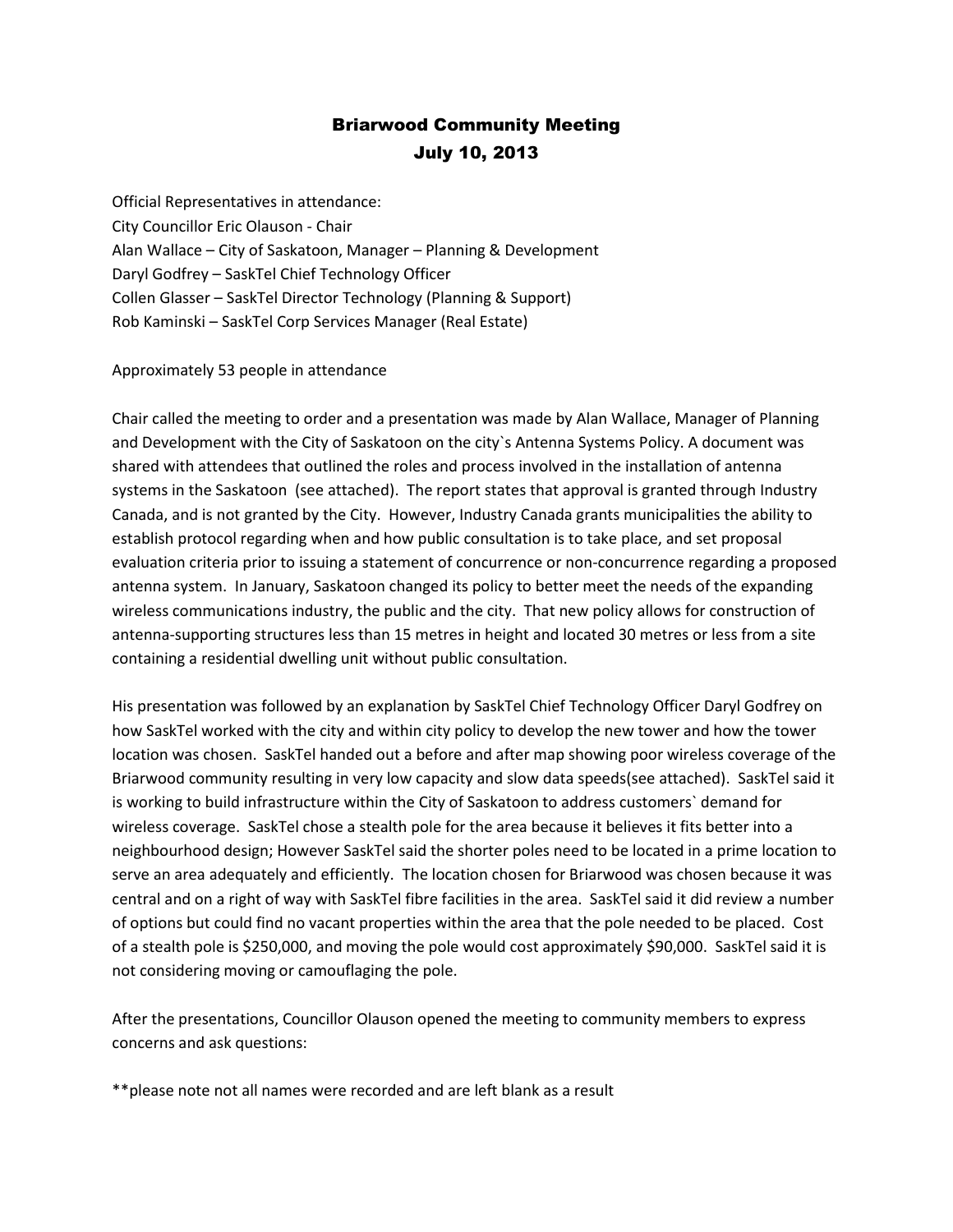# Briarwood Community Meeting
## July 10, 2013

Official Representatives in attendance:
City Councillor Eric Olauson - Chair
Alan Wallace – City of Saskatoon, Manager – Planning & Development
Daryl Godfrey – SaskTel Chief Technology Officer
Collen Glasser – SaskTel Director Technology (Planning & Support)
Rob Kaminski – SaskTel Corp Services Manager (Real Estate)

Approximately 53 people in attendance

Chair called the meeting to order and a presentation was made by Alan Wallace, Manager of Planning and Development with the City of Saskatoon on the city`s Antenna Systems Policy. A document was shared with attendees that outlined the roles and process involved in the installation of antenna systems in the Saskatoon (see attached). The report states that approval is granted through Industry Canada, and is not granted by the City. However, Industry Canada grants municipalities the ability to establish protocol regarding when and how public consultation is to take place, and set proposal evaluation criteria prior to issuing a statement of concurrence or non-concurrence regarding a proposed antenna system. In January, Saskatoon changed its policy to better meet the needs of the expanding wireless communications industry, the public and the city. That new policy allows for construction of antenna-supporting structures less than 15 metres in height and located 30 metres or less from a site containing a residential dwelling unit without public consultation.

His presentation was followed by an explanation by SaskTel Chief Technology Officer Daryl Godfrey on how SaskTel worked with the city and within city policy to develop the new tower and how the tower location was chosen. SaskTel handed out a before and after map showing poor wireless coverage of the Briarwood community resulting in very low capacity and slow data speeds(see attached). SaskTel said it is working to build infrastructure within the City of Saskatoon to address customers` demand for wireless coverage. SaskTel chose a stealth pole for the area because it believes it fits better into a neighbourhood design; However SaskTel said the shorter poles need to be located in a prime location to serve an area adequately and efficiently. The location chosen for Briarwood was chosen because it was central and on a right of way with SaskTel fibre facilities in the area. SaskTel said it did review a number of options but could find no vacant properties within the area that the pole needed to be placed. Cost of a stealth pole is $250,000, and moving the pole would cost approximately $90,000. SaskTel said it is not considering moving or camouflaging the pole.

After the presentations, Councillor Olauson opened the meeting to community members to express concerns and ask questions:

**please note not all names were recorded and are left blank as a result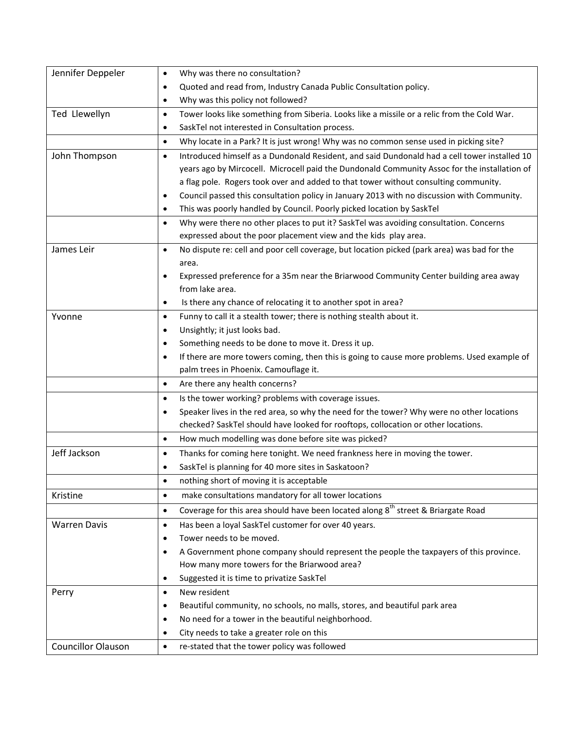| | |
|---|---|
| Jennifer Deppeler | • Why was there no consultation?<br>• Quoted and read from, Industry Canada Public Consultation policy.<br>• Why was this policy not followed? |
| Ted Llewellyn | • Tower looks like something from Siberia. Looks like a missile or a relic from the Cold War.<br>• SaskTel not interested in Consultation process. |
| | • Why locate in a Park? It is just wrong! Why was no common sense used in picking site? |
| John Thompson | • Introduced himself as a Dundonald Resident, and said Dundonald had a cell tower installed 10 years ago by Mircocell. Microcell paid the Dundonald Community Assoc for the installation of a flag pole. Rogers took over and added to that tower without consulting community.<br>• Council passed this consultation policy in January 2013 with no discussion with Community.<br>• This was poorly handled by Council. Poorly picked location by SaskTel |
| | • Why were there no other places to put it? SaskTel was avoiding consultation. Concerns expressed about the poor placement view and the kids play area. |
| James Leir | • No dispute re: cell and poor cell coverage, but location picked (park area) was bad for the area.<br>• Expressed preference for a 35m near the Briarwood Community Center building area away from lake area.<br>• Is there any chance of relocating it to another spot in area? |
| Yvonne | • Funny to call it a stealth tower; there is nothing stealth about it.<br>• Unsightly; it just looks bad.<br>• Something needs to be done to move it. Dress it up.<br>• If there are more towers coming, then this is going to cause more problems. Used example of palm trees in Phoenix. Camouflage it. |
| | • Are there any health concerns? |
| | • Is the tower working? problems with coverage issues.<br>• Speaker lives in the red area, so why the need for the tower? Why were no other locations checked? SaskTel should have looked for rooftops, collocation or other locations. |
| | • How much modelling was done before site was picked? |
| Jeff Jackson | • Thanks for coming here tonight. We need frankness here in moving the tower.<br>• SaskTel is planning for 40 more sites in Saskatoon? |
| | • nothing short of moving it is acceptable |
| Kristine | • make consultations mandatory for all tower locations |
| | • Coverage for this area should have been located along 8th street & Briargate Road |
| Warren Davis | • Has been a loyal SaskTel customer for over 40 years.<br>• Tower needs to be moved.<br>• A Government phone company should represent the people the taxpayers of this province. How many more towers for the Briarwood area?<br>• Suggested it is time to privatize SaskTel |
| Perry | • New resident<br>• Beautiful community, no schools, no malls, stores, and beautiful park area<br>• No need for a tower in the beautiful neighborhood.<br>• City needs to take a greater role on this |
| Councillor Olauson | • re-stated that the tower policy was followed |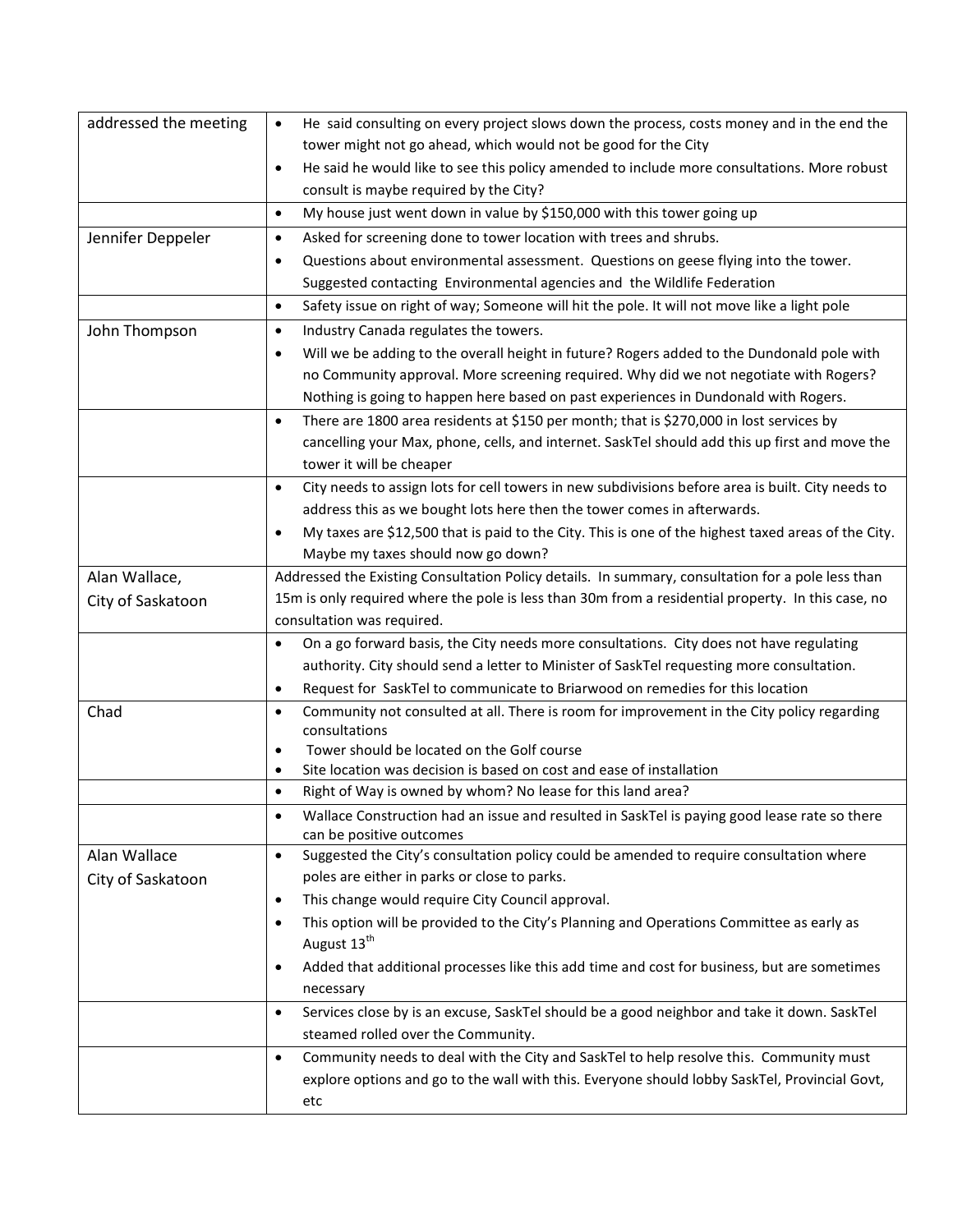| | |
|---|---|
| addressed the meeting | • He said consulting on every project slows down the process, costs money and in the end the tower might not go ahead, which would not be good for the City<br>• He said he would like to see this policy amended to include more consultations. More robust consult is maybe required by the City? |
| | • My house just went down in value by $150,000 with this tower going up |
| Jennifer Deppeler | • Asked for screening done to tower location with trees and shrubs.<br>• Questions about environmental assessment. Questions on geese flying into the tower. Suggested contacting Environmental agencies and the Wildlife Federation |
| | • Safety issue on right of way; Someone will hit the pole. It will not move like a light pole |
| John Thompson | • Industry Canada regulates the towers.<br>• Will we be adding to the overall height in future? Rogers added to the Dundonald pole with no Community approval. More screening required. Why did we not negotiate with Rogers? Nothing is going to happen here based on past experiences in Dundonald with Rogers. |
| | • There are 1800 area residents at $150 per month; that is $270,000 in lost services by cancelling your Max, phone, cells, and internet. SaskTel should add this up first and move the tower it will be cheaper |
| | • City needs to assign lots for cell towers in new subdivisions before area is built. City needs to address this as we bought lots here then the tower comes in afterwards.<br>• My taxes are $12,500 that is paid to the City. This is one of the highest taxed areas of the City. Maybe my taxes should now go down? |
| Alan Wallace, City of Saskatoon | Addressed the Existing Consultation Policy details. In summary, consultation for a pole less than 15m is only required where the pole is less than 30m from a residential property. In this case, no consultation was required. |
| | • On a go forward basis, the City needs more consultations. City does not have regulating authority. City should send a letter to Minister of SaskTel requesting more consultation.<br>• Request for SaskTel to communicate to Briarwood on remedies for this location |
| Chad | • Community not consulted at all. There is room for improvement in the City policy regarding consultations<br>• Tower should be located on the Golf course<br>• Site location was decision is based on cost and ease of installation |
| | • Right of Way is owned by whom? No lease for this land area? |
| | • Wallace Construction had an issue and resulted in SaskTel is paying good lease rate so there can be positive outcomes |
| Alan Wallace City of Saskatoon | • Suggested the City's consultation policy could be amended to require consultation where poles are either in parks or close to parks.<br>• This change would require City Council approval.<br>• This option will be provided to the City's Planning and Operations Committee as early as August 13th<br>• Added that additional processes like this add time and cost for business, but are sometimes necessary |
| | • Services close by is an excuse, SaskTel should be a good neighbor and take it down. SaskTel steamed rolled over the Community. |
| | • Community needs to deal with the City and SaskTel to help resolve this. Community must explore options and go to the wall with this. Everyone should lobby SaskTel, Provincial Govt, etc |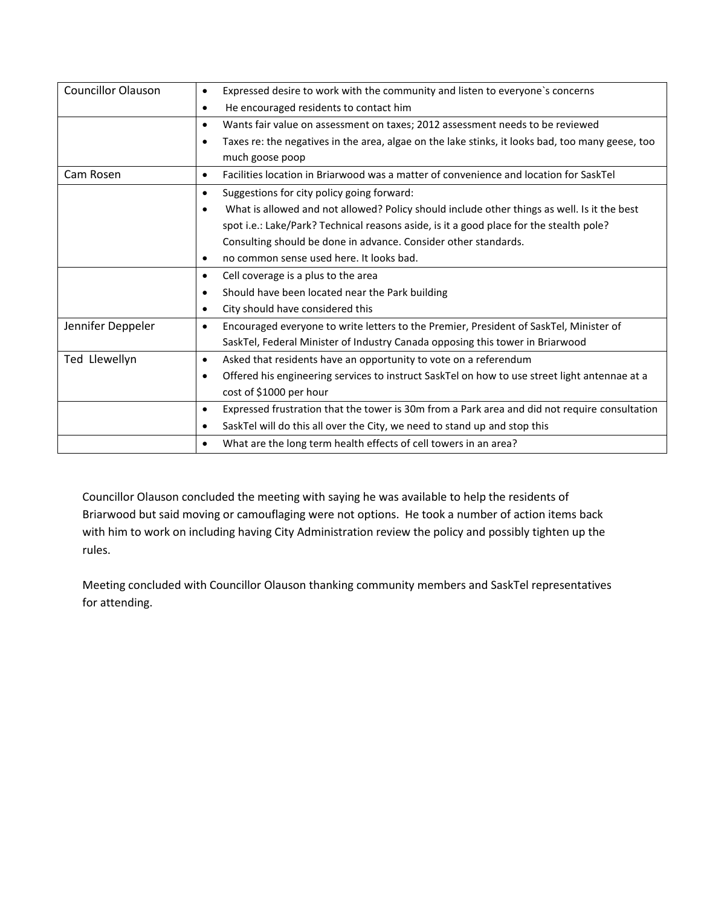| | |
|---|---|
| Councillor Olauson | • Expressed desire to work with the community and listen to everyone`s concerns<br>• He encouraged residents to contact him |
| | • Wants fair value on assessment on taxes; 2012 assessment needs to be reviewed<br>• Taxes re: the negatives in the area, algae on the lake stinks, it looks bad, too many geese, too much goose poop |
| Cam Rosen | • Facilities location in Briarwood was a matter of convenience and location for SaskTel |
| | • Suggestions for city policy going forward:<br>• What is allowed and not allowed? Policy should include other things as well. Is it the best spot i.e.: Lake/Park? Technical reasons aside, is it a good place for the stealth pole? Consulting should be done in advance. Consider other standards.<br>• no common sense used here. It looks bad. |
| | • Cell coverage is a plus to the area<br>• Should have been located near the Park building<br>• City should have considered this |
| Jennifer Deppeler | • Encouraged everyone to write letters to the Premier, President of SaskTel, Minister of SaskTel, Federal Minister of Industry Canada opposing this tower in Briarwood |
| Ted Llewellyn | • Asked that residents have an opportunity to vote on a referendum<br>• Offered his engineering services to instruct SaskTel on how to use street light antennae at a cost of $1000 per hour |
| | • Expressed frustration that the tower is 30m from a Park area and did not require consultation<br>• SaskTel will do this all over the City, we need to stand up and stop this |
| | • What are the long term health effects of cell towers in an area? |

Councillor Olauson concluded the meeting with saying he was available to help the residents of Briarwood but said moving or camouflaging were not options. He took a number of action items back with him to work on including having City Administration review the policy and possibly tighten up the rules.

Meeting concluded with Councillor Olauson thanking community members and SaskTel representatives for attending.